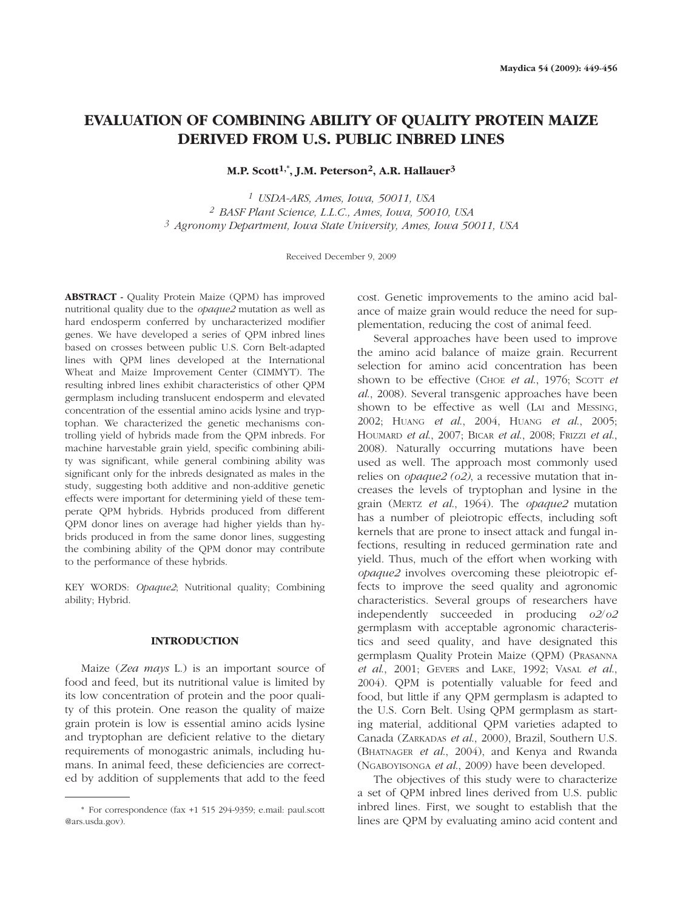# EVALUATION OF COMBINING ABILITY OF QUALITY PROTEIN MAIZE DERIVED FROM U.S. PUBLIC INBRED LINES

**M.P. Scott[1,*], J.M. Peterson[2], A.R. Hallauer[3]**

[1] *USDA-ARS, Ames, Iowa, 50011, USA*
[2] *BASF Plant Science, L.L.C., Ames, Iowa, 50010, USA*
[3] *Agronomy Department, Iowa State University, Ames, Iowa 50011, USA*

Received December 9, 2009

**ABSTRACT** - Quality Protein Maize (QPM) has improved nutritional quality due to the *opaque2* mutation as well as hard endosperm conferred by uncharacterized modifier genes. We have developed a series of QPM inbred lines based on crosses between public U.S. Corn Belt-adapted lines with QPM lines developed at the International Wheat and Maize Improvement Center (CIMMYT). The resulting inbred lines exhibit characteristics of other QPM germplasm including translucent endosperm and elevated concentration of the essential amino acids lysine and tryptophan. We characterized the genetic mechanisms controlling yield of hybrids made from the QPM inbreds. For machine harvestable grain yield, specific combining ability was significant, while general combining ability was significant only for the inbreds designated as males in the study, suggesting both additive and non-additive genetic effects were important for determining yield of these temperate QPM hybrids. Hybrids produced from different QPM donor lines on average had higher yields than hybrids produced in from the same donor lines, suggesting the combining ability of the QPM donor may contribute to the performance of these hybrids.

KEY WORDS: *Opaque2*; Nutritional quality; Combining ability; Hybrid.

## INTRODUCTION

Maize (*Zea mays* L.) is an important source of food and feed, but its nutritional value is limited by its low concentration of protein and the poor quality of this protein. One reason the quality of maize grain protein is low is essential amino acids lysine and tryptophan are deficient relative to the dietary requirements of monogastric animals, including humans. In animal feed, these deficiencies are corrected by addition of supplements that add to the feed cost. Genetic improvements to the amino acid balance of maize grain would reduce the need for supplementation, reducing the cost of animal feed.

Several approaches have been used to improve the amino acid balance of maize grain. Recurrent selection for amino acid concentration has been shown to be effective (Choe *et al.*, 1976; Scott *et al.*, 2008). Several transgenic approaches have been shown to be effective as well (Lai and Messing, 2002; Huang *et al.*, 2004, Huang *et al.*, 2005; Houmard *et al.*, 2007; Bicar *et al.*, 2008; Frizzi *et al.*, 2008). Naturally occurring mutations have been used as well. The approach most commonly used relies on *opaque2 (o2)*, a recessive mutation that increases the levels of tryptophan and lysine in the grain (Mertz *et al.*, 1964). The *opaque2* mutation has a number of pleiotropic effects, including soft kernels that are prone to insect attack and fungal infections, resulting in reduced germination rate and yield. Thus, much of the effort when working with *opaque2* involves overcoming these pleiotropic effects to improve the seed quality and agronomic characteristics. Several groups of researchers have independently succeeded in producing *o2/o2* germplasm with acceptable agronomic characteristics and seed quality, and have designated this germplasm Quality Protein Maize (QPM) (Prasanna *et al.*, 2001; Gevers and Lake, 1992; Vasal *et al.*, 2004). QPM is potentially valuable for feed and food, but little if any QPM germplasm is adapted to the U.S. Corn Belt. Using QPM germplasm as starting material, additional QPM varieties adapted to Canada (Zarkadas *et al.*, 2000), Brazil, Southern U.S. (Bhatnager *et al.*, 2004), and Kenya and Rwanda (Ngaboyisonga *et al.*, 2009) have been developed.

The objectives of this study were to characterize a set of QPM inbred lines derived from U.S. public inbred lines. First, we sought to establish that the lines are QPM by evaluating amino acid content and

---

\* For correspondence (fax +1 515 294-9359; e.mail: paul.scott@ars.usda.gov).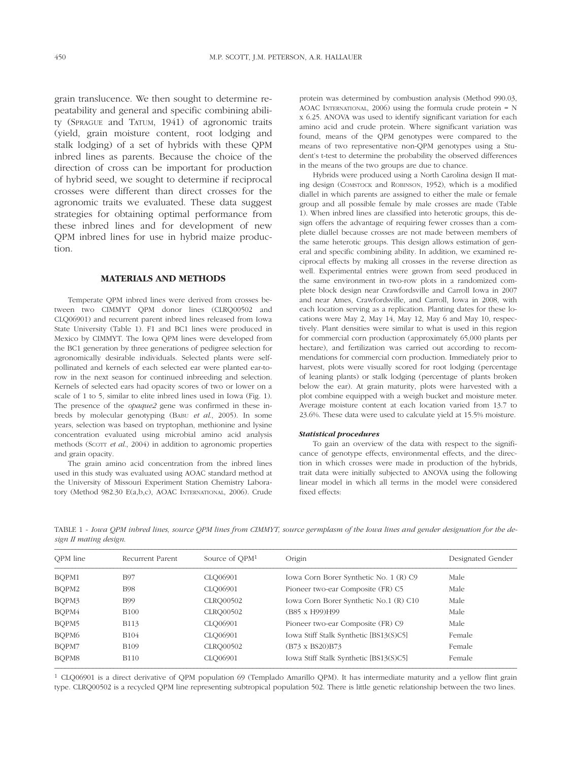grain translucence. We then sought to determine repeatability and general and specific combining ability (SPRAGUE and TATUM, 1941) of agronomic traits (yield, grain moisture content, root lodging and stalk lodging) of a set of hybrids with these QPM inbred lines as parents. Because the choice of the direction of cross can be important for production of hybrid seed, we sought to determine if reciprocal crosses were different than direct crosses for the agronomic traits we evaluated. These data suggest strategies for obtaining optimal performance from these inbred lines and for development of new QPM inbred lines for use in hybrid maize production.

## MATERIALS AND METHODS

Temperate QPM inbred lines were derived from crosses between two CIMMYT QPM donor lines (CLRQ00502 and CLQ06901) and recurrent parent inbred lines released from Iowa State University (Table 1). F1 and BC1 lines were produced in Mexico by CIMMYT. The Iowa QPM lines were developed from the BC1 generation by three generations of pedigree selection for agronomically desirable individuals. Selected plants were self-pollinated and kernels of each selected ear were planted ear-to-row in the next season for continued inbreeding and selection. Kernels of selected ears had opacity scores of two or lower on a scale of 1 to 5, similar to elite inbred lines used in Iowa (Fig. 1). The presence of the *opaque2* gene was confirmed in these inbreds by molecular genotyping (BABU *et al.*, 2005). In some years, selection was based on tryptophan, methionine and lysine concentration evaluated using microbial amino acid analysis methods (SCOTT *et al.*, 2004) in addition to agronomic properties and grain opacity.

The grain amino acid concentration from the inbred lines used in this study was evaluated using AOAC standard method at the University of Missouri Experiment Station Chemistry Laboratory (Method 982.30 E(a,b,c), AOAC INTERNATIONAL, 2006). Crude protein was determined by combustion analysis (Method 990.03, AOAC INTERNATIONAL, 2006) using the formula crude protein = N x 6.25. ANOVA was used to identify significant variation for each amino acid and crude protein. Where significant variation was found, means of the QPM genotypes were compared to the means of two representative non-QPM genotypes using a Student's t-test to determine the probability the observed differences in the means of the two groups are due to chance.

Hybrids were produced using a North Carolina design II mating design (COMSTOCK and ROBINSON, 1952), which is a modified diallel in which parents are assigned to either the male or female group and all possible female by male crosses are made (Table 1). When inbred lines are classified into heterotic groups, this design offers the advantage of requiring fewer crosses than a complete diallel because crosses are not made between members of the same heterotic groups. This design allows estimation of general and specific combining ability. In addition, we examined reciprocal effects by making all crosses in the reverse direction as well. Experimental entries were grown from seed produced in the same environment in two-row plots in a randomized complete block design near Crawfordsville and Carroll Iowa in 2007 and near Ames, Crawfordsville, and Carroll, Iowa in 2008, with each location serving as a replication. Planting dates for these locations were May 2, May 14, May 12, May 6 and May 10, respectively. Plant densities were similar to what is used in this region for commercial corn production (approximately 65,000 plants per hectare), and fertilization was carried out according to recommendations for commercial corn production. Immediately prior to harvest, plots were visually scored for root lodging (percentage of leaning plants) or stalk lodging (percentage of plants broken below the ear). At grain maturity, plots were harvested with a plot combine equipped with a weigh bucket and moisture meter. Average moisture content at each location varied from 13.7 to 23.6%. These data were used to calculate yield at 15.5% moisture.

### *Statistical procedures*

To gain an overview of the data with respect to the significance of genotype effects, environmental effects, and the direction in which crosses were made in production of the hybrids, trait data were initially subjected to ANOVA using the following linear model in which all terms in the model were considered fixed effects:

TABLE 1 - *Iowa QPM inbred lines, source QPM lines from CIMMYT, source germplasm of the Iowa lines and gender designation for the design II mating design.*

| QPM line | Recurrent Parent | Source of QPM[1] | Origin | Designated Gender |
|---|---|---|---|---|
| BQPM1 | B97 | CLQ06901 | Iowa Corn Borer Synthetic No. 1 (R) C9 | Male |
| BQPM2 | B98 | CLQ06901 | Pioneer two-ear Composite (FR) C5 | Male |
| BQPM3 | B99 | CLRQ00502 | Iowa Corn Borer Synthetic No.1 (R) C10 | Male |
| BQPM4 | B100 | CLRQ00502 | (B85 x H99)H99 | Male |
| BQPM5 | B113 | CLQ06901 | Pioneer two-ear Composite (FR) C9 | Male |
| BQPM6 | B104 | CLQ06901 | Iowa Stiff Stalk Synthetic [BS13(S)C5] | Female |
| BQPM7 | B109 | CLRQ00502 | (B73 x BS20)B73 | Female |
| BQPM8 | B110 | CLQ06901 | Iowa Stiff Stalk Synthetic [BS13(S)C5] | Female |

[1] CLQ06901 is a direct derivative of QPM population 69 (Templado Amarillo QPM). It has intermediate maturity and a yellow flint grain type. CLRQ00502 is a recycled QPM line representing subtropical population 502. There is little genetic relationship between the two lines.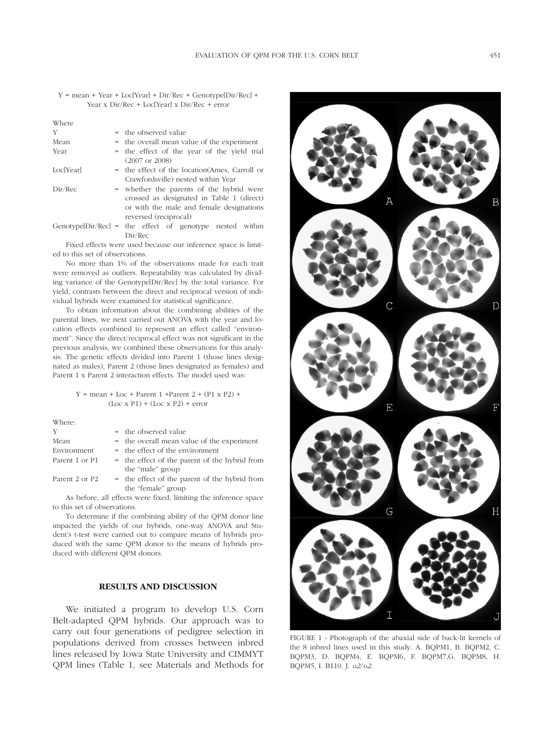Y = mean + Year + Loc[Year] + Dir/Rec + Genotype[Dir/Rec] + Year x Dir/Rec + Loc[Year] x Dir/Rec + error

Where

| | | |
|---|---|---|
| Y | = | the observed value |
| Mean | = | the overall mean value of the experiment |
| Year | = | the effect of the year of the yield trial (2007 or 2008) |
| Loc[Year] | = | the effect of the location(Ames, Carroll or Crawfordsville) nested within Year |
| Dir/Rec | = | whether the parents of the hybrid were crossed as designated in Table 1 (direct) or with the male and female designations reversed (reciprocal) |
| Genotype[Dir/Rec] | = | the effect of genotype nested within Dir/Rec |

Fixed effects were used because our inference space is limited to this set of observations.

No more than 1% of the observations made for each trait were removed as outliers. Repeatability was calculated by dividing variance of the Genotype[Dir/Rec] by the total variance. For yield, contrasts between the direct and reciprocal version of individual hybrids were examined for statistical significance.

To obtain information about the combining abilities of the parental lines, we next carried out ANOVA with the year and location effects combined to represent an effect called "environment". Since the direct/reciprocal effect was not significant in the previous analysis, we combined these observations for this analysis. The genetic effects divided into Parent 1 (those lines designated as males), Parent 2 (those lines designated as females) and Parent 1 x Parent 2 interaction effects. The model used was:

Y = mean + Loc + Parent 1 +Parent 2 + (P1 x P2) + (Loc x P1) + (Loc x P2) + error

Where:

| | | |
|---|---|---|
| Y | = | the observed value |
| Mean | = | the overall mean value of the experiment |
| Environment | = | the effect of the environment |
| Parent 1 or P1 | = | the effect of the parent of the hybrid from the "male" group |
| Parent 2 or P2 | = | the effect of the parent of the hybrid from the "female" group |

As before, all effects were fixed, limiting the inference space to this set of observations.

To determine if the combining ability of the QPM donor line impacted the yields of our hybrids, one-way ANOVA and Student's t-test were carried out to compare means of hybrids produced with the same QPM donor to the means of hybrids produced with different QPM donors.

## RESULTS AND DISCUSSION

We initiated a program to develop U.S. Corn Belt-adapted QPM hybrids. Our approach was to carry out four generations of pedigree selection in populations derived from crosses between inbred lines released by Iowa State University and CIMMYT QPM lines (Table 1, see Materials and Methods for

FIGURE 1 - Photograph of the abaxial side of back-lit kernels of the 8 inbred lines used in this study. A. BQPM1, B. BQPM2, C. BQPM3, D. BQPM4, E. BQPM6, F. BQPM7,G. BQPM8, H. BQPM5, I. B110, J. *o2/o2*.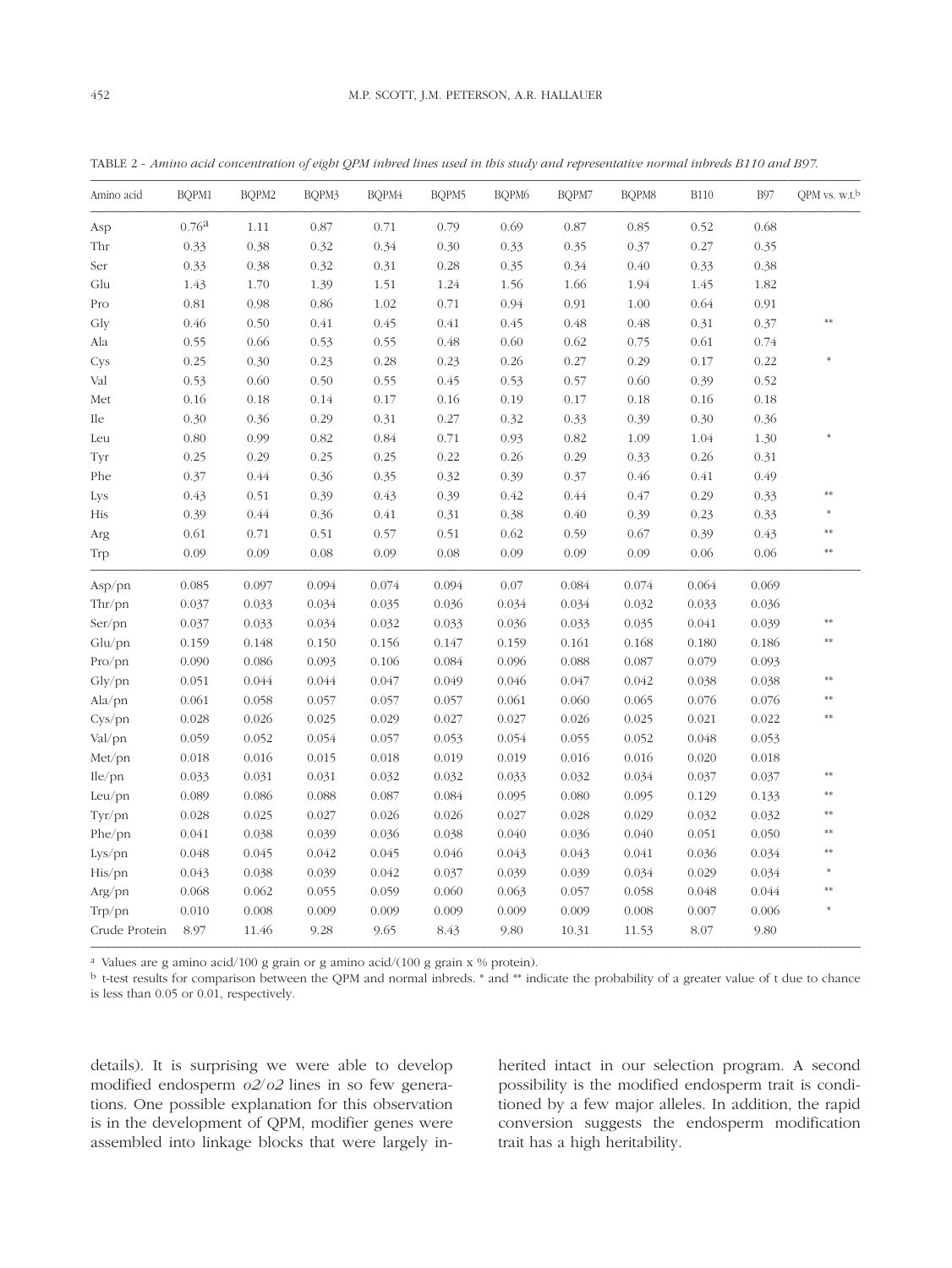TABLE 2 - *Amino acid concentration of eight QPM inbred lines used in this study and representative normal inbreds B110 and B97.*

| Amino acid | BQPM1 | BQPM2 | BQPM3 | BQPM4 | BQPM5 | BQPM6 | BQPM7 | BQPM8 | B110 | B97 | QPM vs. w.t.[b] |
|---|---|---|---|---|---|---|---|---|---|---|---|
| Asp | 0.76[a] | 1.11 | 0.87 | 0.71 | 0.79 | 0.69 | 0.87 | 0.85 | 0.52 | 0.68 | |
| Thr | 0.33 | 0.38 | 0.32 | 0.34 | 0.30 | 0.33 | 0.35 | 0.37 | 0.27 | 0.35 | |
| Ser | 0.33 | 0.38 | 0.32 | 0.31 | 0.28 | 0.35 | 0.34 | 0.40 | 0.33 | 0.38 | |
| Glu | 1.43 | 1.70 | 1.39 | 1.51 | 1.24 | 1.56 | 1.66 | 1.94 | 1.45 | 1.82 | |
| Pro | 0.81 | 0.98 | 0.86 | 1.02 | 0.71 | 0.94 | 0.91 | 1.00 | 0.64 | 0.91 | |
| Gly | 0.46 | 0.50 | 0.41 | 0.45 | 0.41 | 0.45 | 0.48 | 0.48 | 0.31 | 0.37 | ** |
| Ala | 0.55 | 0.66 | 0.53 | 0.55 | 0.48 | 0.60 | 0.62 | 0.75 | 0.61 | 0.74 | |
| Cys | 0.25 | 0.30 | 0.23 | 0.28 | 0.23 | 0.26 | 0.27 | 0.29 | 0.17 | 0.22 | * |
| Val | 0.53 | 0.60 | 0.50 | 0.55 | 0.45 | 0.53 | 0.57 | 0.60 | 0.39 | 0.52 | |
| Met | 0.16 | 0.18 | 0.14 | 0.17 | 0.16 | 0.19 | 0.17 | 0.18 | 0.16 | 0.18 | |
| Ile | 0.30 | 0.36 | 0.29 | 0.31 | 0.27 | 0.32 | 0.33 | 0.39 | 0.30 | 0.36 | |
| Leu | 0.80 | 0.99 | 0.82 | 0.84 | 0.71 | 0.93 | 0.82 | 1.09 | 1.04 | 1.30 | * |
| Tyr | 0.25 | 0.29 | 0.25 | 0.25 | 0.22 | 0.26 | 0.29 | 0.33 | 0.26 | 0.31 | |
| Phe | 0.37 | 0.44 | 0.36 | 0.35 | 0.32 | 0.39 | 0.37 | 0.46 | 0.41 | 0.49 | |
| Lys | 0.43 | 0.51 | 0.39 | 0.43 | 0.39 | 0.42 | 0.44 | 0.47 | 0.29 | 0.33 | ** |
| His | 0.39 | 0.44 | 0.36 | 0.41 | 0.31 | 0.38 | 0.40 | 0.39 | 0.23 | 0.33 | * |
| Arg | 0.61 | 0.71 | 0.51 | 0.57 | 0.51 | 0.62 | 0.59 | 0.67 | 0.39 | 0.43 | ** |
| Trp | 0.09 | 0.09 | 0.08 | 0.09 | 0.08 | 0.09 | 0.09 | 0.09 | 0.06 | 0.06 | ** |
| Asp/pn | 0.085 | 0.097 | 0.094 | 0.074 | 0.094 | 0.07 | 0.084 | 0.074 | 0.064 | 0.069 | |
| Thr/pn | 0.037 | 0.033 | 0.034 | 0.035 | 0.036 | 0.034 | 0.034 | 0.032 | 0.033 | 0.036 | |
| Ser/pn | 0.037 | 0.033 | 0.034 | 0.032 | 0.033 | 0.036 | 0.033 | 0.035 | 0.041 | 0.039 | ** |
| Glu/pn | 0.159 | 0.148 | 0.150 | 0.156 | 0.147 | 0.159 | 0.161 | 0.168 | 0.180 | 0.186 | ** |
| Pro/pn | 0.090 | 0.086 | 0.093 | 0.106 | 0.084 | 0.096 | 0.088 | 0.087 | 0.079 | 0.093 | |
| Gly/pn | 0.051 | 0.044 | 0.044 | 0.047 | 0.049 | 0.046 | 0.047 | 0.042 | 0.038 | 0.038 | ** |
| Ala/pn | 0.061 | 0.058 | 0.057 | 0.057 | 0.057 | 0.061 | 0.060 | 0.065 | 0.076 | 0.076 | ** |
| Cys/pn | 0.028 | 0.026 | 0.025 | 0.029 | 0.027 | 0.027 | 0.026 | 0.025 | 0.021 | 0.022 | ** |
| Val/pn | 0.059 | 0.052 | 0.054 | 0.057 | 0.053 | 0.054 | 0.055 | 0.052 | 0.048 | 0.053 | |
| Met/pn | 0.018 | 0.016 | 0.015 | 0.018 | 0.019 | 0.019 | 0.016 | 0.016 | 0.020 | 0.018 | |
| Ile/pn | 0.033 | 0.031 | 0.031 | 0.032 | 0.032 | 0.033 | 0.032 | 0.034 | 0.037 | 0.037 | ** |
| Leu/pn | 0.089 | 0.086 | 0.088 | 0.087 | 0.084 | 0.095 | 0.080 | 0.095 | 0.129 | 0.133 | ** |
| Tyr/pn | 0.028 | 0.025 | 0.027 | 0.026 | 0.026 | 0.027 | 0.028 | 0.029 | 0.032 | 0.032 | ** |
| Phe/pn | 0.041 | 0.038 | 0.039 | 0.036 | 0.038 | 0.040 | 0.036 | 0.040 | 0.051 | 0.050 | ** |
| Lys/pn | 0.048 | 0.045 | 0.042 | 0.045 | 0.046 | 0.043 | 0.043 | 0.041 | 0.036 | 0.034 | ** |
| His/pn | 0.043 | 0.038 | 0.039 | 0.042 | 0.037 | 0.039 | 0.039 | 0.034 | 0.029 | 0.034 | * |
| Arg/pn | 0.068 | 0.062 | 0.055 | 0.059 | 0.060 | 0.063 | 0.057 | 0.058 | 0.048 | 0.044 | ** |
| Trp/pn | 0.010 | 0.008 | 0.009 | 0.009 | 0.009 | 0.009 | 0.009 | 0.008 | 0.007 | 0.006 | * |
| Crude Protein | 8.97 | 11.46 | 9.28 | 9.65 | 8.43 | 9.80 | 10.31 | 11.53 | 8.07 | 9.80 | |

[a] Values are g amino acid/100 g grain or g amino acid/(100 g grain x % protein).

[b] t-test results for comparison between the QPM and normal inbreds. * and ** indicate the probability of a greater value of t due to chance is less than 0.05 or 0.01, respectively.

details). It is surprising we were able to develop modified endosperm *o2/o2* lines in so few generations. One possible explanation for this observation is in the development of QPM, modifier genes were assembled into linkage blocks that were largely inherited intact in our selection program. A second possibility is the modified endosperm trait is conditioned by a few major alleles. In addition, the rapid conversion suggests the endosperm modification trait has a high heritability.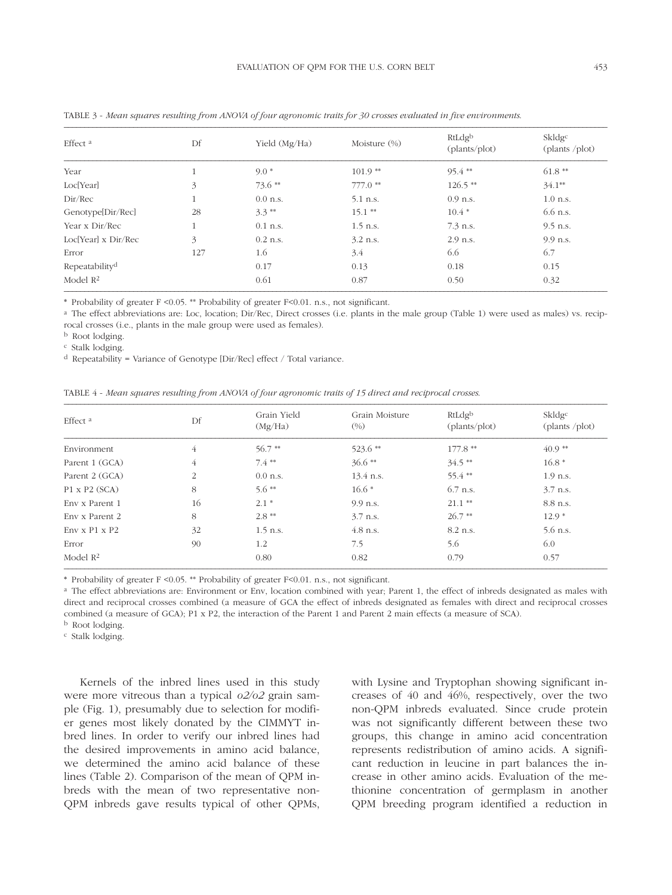TABLE 3 - *Mean squares resulting from ANOVA of four agronomic traits for 30 crosses evaluated in five environments.*

| Effect [a] | Df | Yield (Mg/Ha) | Moisture (%) | RtLdg[b] (plants/plot) | Skldg[c] (plants /plot) |
|---|---|---|---|---|---|
| Year | 1 | 9.0 * | 101.9 ** | 95.4 ** | 61.8 ** |
| Loc[Year] | 3 | 73.6 ** | 777.0 ** | 126.5 ** | 34.1** |
| Dir/Rec | 1 | 0.0 n.s. | 5.1 n.s. | 0.9 n.s. | 1.0 n.s. |
| Genotype[Dir/Rec] | 28 | 3.3 ** | 15.1 ** | 10.4 * | 6.6 n.s. |
| Year x Dir/Rec | 1 | 0.1 n.s. | 1.5 n.s. | 7.3 n.s. | 9.5 n.s. |
| Loc[Year] x Dir/Rec | 3 | 0.2 n.s. | 3.2 n.s. | 2.9 n.s. | 9.9 n.s. |
| Error | 127 | 1.6 | 3.4 | 6.6 | 6.7 |
| Repeatability[d] | | 0.17 | 0.13 | 0.18 | 0.15 |
| Model $R^2$ | | 0.61 | 0.87 | 0.50 | 0.32 |

* Probability of greater F <0.05. ** Probability of greater F<0.01. n.s., not significant.

[a] The effect abbreviations are: Loc, location; Dir/Rec, Direct crosses (i.e. plants in the male group (Table 1) were used as males) vs. reciprocal crosses (i.e., plants in the male group were used as females).

[b] Root lodging.

[c] Stalk lodging.

[d] Repeatability = Variance of Genotype [Dir/Rec] effect / Total variance.

TABLE 4 - *Mean squares resulting from ANOVA of four agronomic traits of 15 direct and reciprocal crosses.*

| Effect [a] | Df | Grain Yield (Mg/Ha) | Grain Moisture (%) | RtLdg[b] (plants/plot) | Skldg[c] (plants /plot) |
|---|---|---|---|---|---|
| Environment | 4 | 56.7 ** | 523.6 ** | 177.8 ** | 40.9 ** |
| Parent 1 (GCA) | 4 | 7.4 ** | 36.6 ** | 34.5 ** | 16.8 * |
| Parent 2 (GCA) | 2 | 0.0 n.s. | 13.4 n.s. | 55.4 ** | 1.9 n.s. |
| P1 x P2 (SCA) | 8 | 5.6 ** | 16.6 * | 6.7 n.s. | 3.7 n.s. |
| Env x Parent 1 | 16 | 2.1 * | 9.9 n.s. | 21.1 ** | 8.8 n.s. |
| Env x Parent 2 | 8 | 2.8 ** | 3.7 n.s. | 26.7 ** | 12.9 * |
| Env x P1 x P2 | 32 | 1.5 n.s. | 4.8 n.s. | 8.2 n.s. | 5.6 n.s. |
| Error | 90 | 1.2 | 7.5 | 5.6 | 6.0 |
| Model $R^2$ | | 0.80 | 0.82 | 0.79 | 0.57 |

* Probability of greater F <0.05. ** Probability of greater F<0.01. n.s., not significant.

[a] The effect abbreviations are: Environment or Env, location combined with year; Parent 1, the effect of inbreds designated as males with direct and reciprocal crosses combined (a measure of GCA the effect of inbreds designated as females with direct and reciprocal crosses combined (a measure of GCA); P1 x P2, the interaction of the Parent 1 and Parent 2 main effects (a measure of SCA).

[b] Root lodging.

[c] Stalk lodging.

Kernels of the inbred lines used in this study were more vitreous than a typical *o2/o2* grain sample (Fig. 1), presumably due to selection for modifier genes most likely donated by the CIMMYT inbred lines. In order to verify our inbred lines had the desired improvements in amino acid balance, we determined the amino acid balance of these lines (Table 2). Comparison of the mean of QPM inbreds with the mean of two representative non-QPM inbreds gave results typical of other QPMs, with Lysine and Tryptophan showing significant increases of 40 and 46%, respectively, over the two non-QPM inbreds evaluated. Since crude protein was not significantly different between these two groups, this change in amino acid concentration represents redistribution of amino acids. A significant reduction in leucine in part balances the increase in other amino acids. Evaluation of the methionine concentration of germplasm in another QPM breeding program identified a reduction in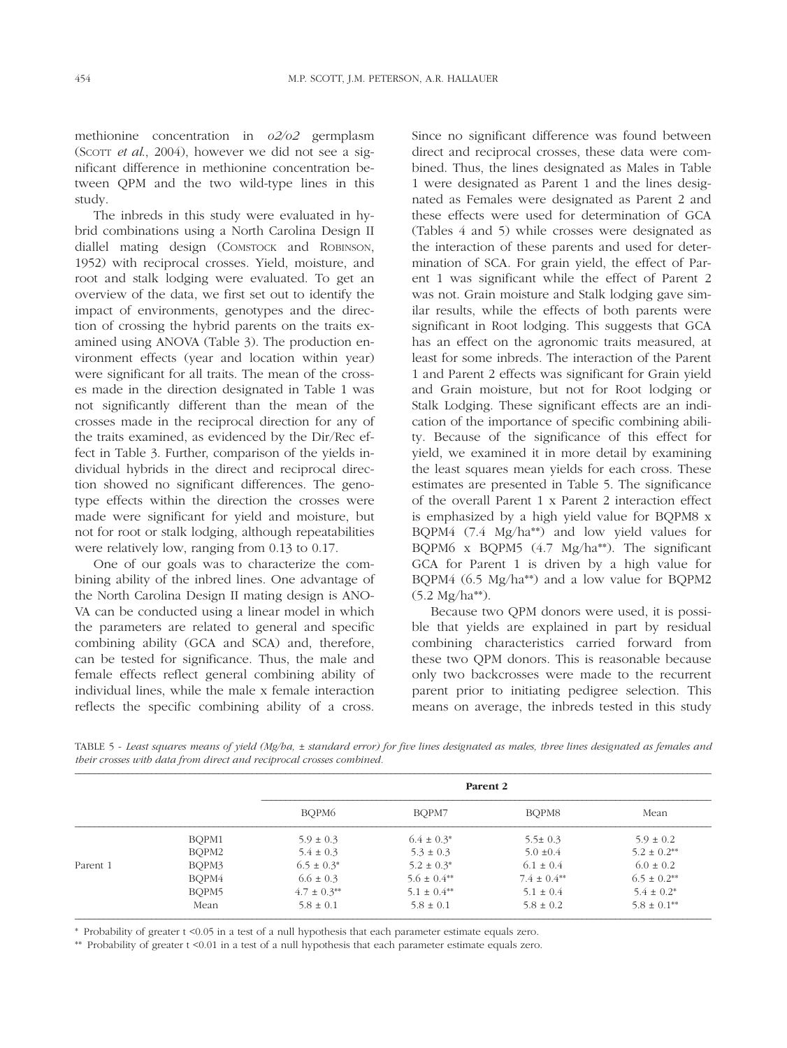methionine concentration in *o2/o2* germplasm (Scott *et al.*, 2004), however we did not see a significant difference in methionine concentration between QPM and the two wild-type lines in this study.

The inbreds in this study were evaluated in hybrid combinations using a North Carolina Design II diallel mating design (Comstock and Robinson, 1952) with reciprocal crosses. Yield, moisture, and root and stalk lodging were evaluated. To get an overview of the data, we first set out to identify the impact of environments, genotypes and the direction of crossing the hybrid parents on the traits examined using ANOVA (Table 3). The production environment effects (year and location within year) were significant for all traits. The mean of the crosses made in the direction designated in Table 1 was not significantly different than the mean of the crosses made in the reciprocal direction for any of the traits examined, as evidenced by the Dir/Rec effect in Table 3. Further, comparison of the yields individual hybrids in the direct and reciprocal direction showed no significant differences. The genotype effects within the direction the crosses were made were significant for yield and moisture, but not for root or stalk lodging, although repeatabilities were relatively low, ranging from 0.13 to 0.17.

One of our goals was to characterize the combining ability of the inbred lines. One advantage of the North Carolina Design II mating design is ANOVA can be conducted using a linear model in which the parameters are related to general and specific combining ability (GCA and SCA) and, therefore, can be tested for significance. Thus, the male and female effects reflect general combining ability of individual lines, while the male x female interaction reflects the specific combining ability of a cross. Since no significant difference was found between direct and reciprocal crosses, these data were combined. Thus, the lines designated as Males in Table 1 were designated as Parent 1 and the lines designated as Females were designated as Parent 2 and these effects were used for determination of GCA (Tables 4 and 5) while crosses were designated as the interaction of these parents and used for determination of SCA. For grain yield, the effect of Parent 1 was significant while the effect of Parent 2 was not. Grain moisture and Stalk lodging gave similar results, while the effects of both parents were significant in Root lodging. This suggests that GCA has an effect on the agronomic traits measured, at least for some inbreds. The interaction of the Parent 1 and Parent 2 effects was significant for Grain yield and Grain moisture, but not for Root lodging or Stalk Lodging. These significant effects are an indication of the importance of specific combining ability. Because of the significance of this effect for yield, we examined it in more detail by examining the least squares mean yields for each cross. These estimates are presented in Table 5. The significance of the overall Parent 1 x Parent 2 interaction effect is emphasized by a high yield value for BQPM8 x BQPM4 (7.4 Mg/ha\*\*) and low yield values for BQPM6 x BQPM5 (4.7 Mg/ha\*\*). The significant GCA for Parent 1 is driven by a high value for BQPM4 (6.5 Mg/ha\*\*) and a low value for BQPM2 (5.2 Mg/ha\*\*).

Because two QPM donors were used, it is possible that yields are explained in part by residual combining characteristics carried forward from these two QPM donors. This is reasonable because only two backcrosses were made to the recurrent parent prior to initiating pedigree selection. This means on average, the inbreds tested in this study

TABLE 5 - *Least squares means of yield (Mg/ha, ± standard error) for five lines designated as males, three lines designated as females and their crosses with data from direct and reciprocal crosses combined.*

| | | Parent 2 | | | |
|---|---|---|---|---|---|
| | | BQPM6 | BQPM7 | BQPM8 | Mean |
| Parent 1 | BQPM1 | 5.9 ± 0.3 | 6.4 ± 0.3\* | 5.5± 0.3 | 5.9 ± 0.2 |
| | BQPM2 | 5.4 ± 0.3 | 5.3 ± 0.3 | 5.0 ±0.4 | 5.2 ± 0.2\*\* |
| | BQPM3 | 6.5 ± 0.3\* | 5.2 ± 0.3\* | 6.1 ± 0.4 | 6.0 ± 0.2 |
| | BQPM4 | 6.6 ± 0.3 | 5.6 ± 0.4\*\* | 7.4 ± 0.4\*\* | 6.5 ± 0.2\*\* |
| | BQPM5 | 4.7 ± 0.3\*\* | 5.1 ± 0.4\*\* | 5.1 ± 0.4 | 5.4 ± 0.2\* |
| | Mean | 5.8 ± 0.1 | 5.8 ± 0.1 | 5.8 ± 0.2 | 5.8 ± 0.1\*\* |

\* Probability of greater t <0.05 in a test of a null hypothesis that each parameter estimate equals zero.

\*\* Probability of greater t <0.01 in a test of a null hypothesis that each parameter estimate equals zero.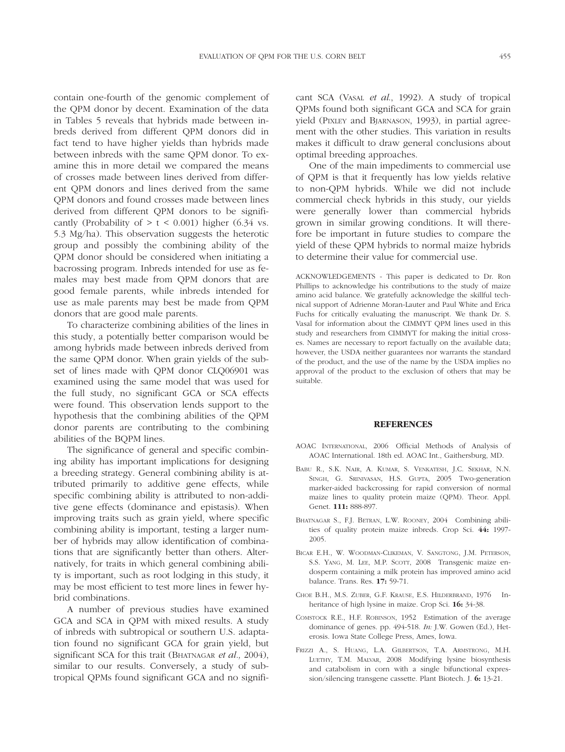contain one-fourth of the genomic complement of the QPM donor by decent. Examination of the data in Tables 5 reveals that hybrids made between inbreds derived from different QPM donors did in fact tend to have higher yields than hybrids made between inbreds with the same QPM donor. To examine this in more detail we compared the means of crosses made between lines derived from different QPM donors and lines derived from the same QPM donors and found crosses made between lines derived from different QPM donors to be significantly (Probability of $> t < 0.001$) higher (6.34 vs. 5.3 Mg/ha). This observation suggests the heterotic group and possibly the combining ability of the QPM donor should be considered when initiating a bacrossing program. Inbreds intended for use as females may best made from QPM donors that are good female parents, while inbreds intended for use as male parents may best be made from QPM donors that are good male parents.

To characterize combining abilities of the lines in this study, a potentially better comparison would be among hybrids made between inbreds derived from the same QPM donor. When grain yields of the subset of lines made with QPM donor CLQ06901 was examined using the same model that was used for the full study, no significant GCA or SCA effects were found. This observation lends support to the hypothesis that the combining abilities of the QPM donor parents are contributing to the combining abilities of the BQPM lines.

The significance of general and specific combining ability has important implications for designing a breeding strategy. General combining ability is attributed primarily to additive gene effects, while specific combining ability is attributed to non-additive gene effects (dominance and epistasis). When improving traits such as grain yield, where specific combining ability is important, testing a larger number of hybrids may allow identification of combinations that are significantly better than others. Alternatively, for traits in which general combining ability is important, such as root lodging in this study, it may be most efficient to test more lines in fewer hybrid combinations.

A number of previous studies have examined GCA and SCA in QPM with mixed results. A study of inbreds with subtropical or southern U.S. adaptation found no significant GCA for grain yield, but significant SCA for this trait (Bhatnagar *et al.,* 2004), similar to our results. Conversely, a study of subtropical QPMs found significant GCA and no significant SCA (Vasal *et al.*, 1992). A study of tropical QPMs found both significant GCA and SCA for grain yield (Pixley and Bjarnason, 1993), in partial agreement with the other studies. This variation in results makes it difficult to draw general conclusions about optimal breeding approaches.

One of the main impediments to commercial use of QPM is that it frequently has low yields relative to non-QPM hybrids. While we did not include commercial check hybrids in this study, our yields were generally lower than commercial hybrids grown in similar growing conditions. It will therefore be important in future studies to compare the yield of these QPM hybrids to normal maize hybrids to determine their value for commercial use.

ACKNOWLEDGEMENTS - This paper is dedicated to Dr. Ron Phillips to acknowledge his contributions to the study of maize amino acid balance. We gratefully acknowledge the skillful technical support of Adrienne Moran-Lauter and Paul White and Erica Fuchs for critically evaluating the manuscript. We thank Dr. S. Vasal for information about the CIMMYT QPM lines used in this study and researchers from CIMMYT for making the initial crosses. Names are necessary to report factually on the available data; however, the USDA neither guarantees nor warrants the standard of the product, and the use of the name by the USDA implies no approval of the product to the exclusion of others that may be suitable.

## REFERENCES

AOAC International, 2006 Official Methods of Analysis of AOAC International. 18th ed. AOAC Int., Gaithersburg, MD.

Babu R., S.K. Nair, A. Kumar, S. Venkatesh, J.C. Sekhar, N.N. Singh, G. Srinivasan, H.S. Gupta, 2005 Two-generation marker-aided backcrossing for rapid conversion of normal maize lines to quality protein maize (QPM). Theor. Appl. Genet. **111:** 888-897.

Bhatnagar S., F.J. Betran, L.W. Rooney, 2004 Combining abilities of quality protein maize inbreds. Crop Sci. **44:** 1997-2005.

Bicar E.H., W. Woodman-Clikeman, V. Sangtong, J.M. Peterson, S.S. Yang, M. Lee, M.P. Scott, 2008 Transgenic maize endosperm containing a milk protein has improved amino acid balance. Trans. Res. **17:** 59-71.

Choe B.H., M.S. Zuber, G.F. Krause, E.S. Hilderbrand, 1976 Inheritance of high lysine in maize. Crop Sci. **16:** 34-38.

Comstock R.E., H.F. Robinson, 1952 Estimation of the average dominance of genes. pp. 494-518. *In:* J.W. Gowen (Ed.), Heterosis. Iowa State College Press, Ames, Iowa.

Frizzi A., S. Huang, L.A. Gilbertson, T.A. Armstrong, M.H. Luethy, T.M. Malvar, 2008 Modifying lysine biosynthesis and catabolism in corn with a single bifunctional expression/silencing transgene cassette. Plant Biotech. J. **6:** 13-21.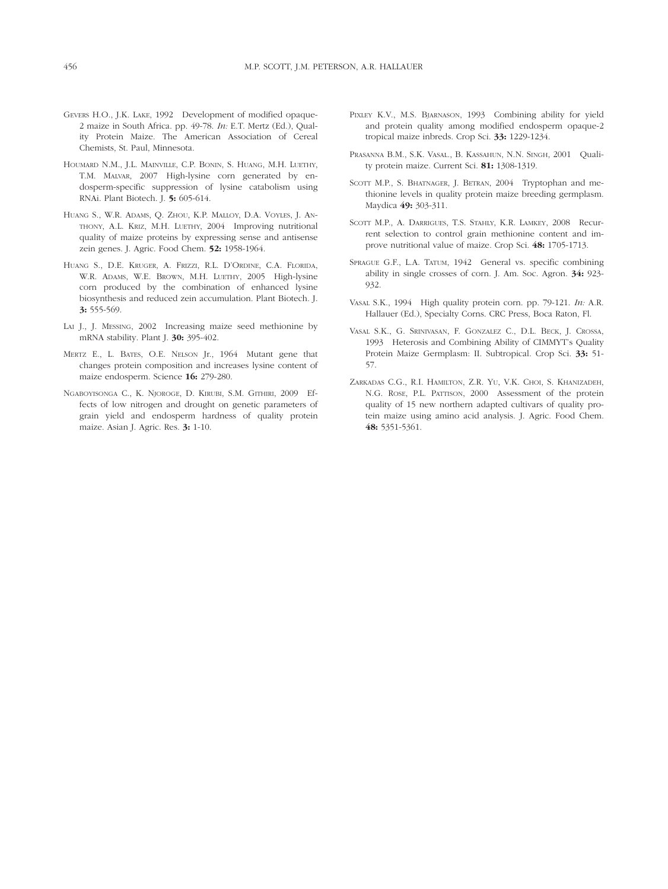Gevers H.O., J.K. Lake, 1992 Development of modified opaque-2 maize in South Africa. pp. 49-78. *In:* E.T. Mertz (Ed.), Quality Protein Maize. The American Association of Cereal Chemists, St. Paul, Minnesota.

Houmard N.M., J.L. Mainville, C.P. Bonin, S. Huang, M.H. Luethy, T.M. Malvar, 2007 High-lysine corn generated by endosperm-specific suppression of lysine catabolism using RNAi. Plant Biotech. J. **5:** 605-614.

Huang S., W.R. Adams, Q. Zhou, K.P. Malloy, D.A. Voyles, J. Anthony, A.L. Kriz, M.H. Luethy, 2004 Improving nutritional quality of maize proteins by expressing sense and antisense zein genes. J. Agric. Food Chem. **52:** 1958-1964.

Huang S., D.E. Kruger, A. Frizzi, R.L. D'Ordine, C.A. Florida, W.R. Adams, W.E. Brown, M.H. Luethy, 2005 High-lysine corn produced by the combination of enhanced lysine biosynthesis and reduced zein accumulation. Plant Biotech. J. **3:** 555-569.

Lai J., J. Messing, 2002 Increasing maize seed methionine by mRNA stability. Plant J. **30:** 395-402.

Mertz E., L. Bates, O.E. Nelson Jr., 1964 Mutant gene that changes protein composition and increases lysine content of maize endosperm. Science **16:** 279-280.

Ngaboyisonga C., K. Njoroge, D. Kirubi, S.M. Githiri, 2009 Effects of low nitrogen and drought on genetic parameters of grain yield and endosperm hardness of quality protein maize. Asian J. Agric. Res. **3:** 1-10.

Pixley K.V., M.S. Bjarnason, 1993 Combining ability for yield and protein quality among modified endosperm opaque-2 tropical maize inbreds. Crop Sci. **33:** 1229-1234.

Prasanna B.M., S.K. Vasal., B. Kassahun, N.N. Singh, 2001 Quality protein maize. Current Sci. **81:** 1308-1319.

Scott M.P., S. Bhatnager, J. Betran, 2004 Tryptophan and methionine levels in quality protein maize breeding germplasm. Maydica **49:** 303-311.

Scott M.P., A. Darrigues, T.S. Stahly, K.R. Lamkey, 2008 Recurrent selection to control grain methionine content and improve nutritional value of maize. Crop Sci. **48:** 1705-1713.

Sprague G.F., L.A. Tatum, 1942 General vs. specific combining ability in single crosses of corn. J. Am. Soc. Agron. **34:** 923-932.

Vasal S.K., 1994 High quality protein corn. pp. 79-121. *In:* A.R. Hallauer (Ed.), Specialty Corns. CRC Press, Boca Raton, Fl.

Vasal S.K., G. Srinivasan, F. Gonzalez C., D.L. Beck, J. Crossa, 1993 Heterosis and Combining Ability of CIMMYT's Quality Protein Maize Germplasm: II. Subtropical. Crop Sci. **33:** 51-57.

Zarkadas C.G., R.I. Hamilton, Z.R. Yu, V.K. Choi, S. Khanizadeh, N.G. Rose, P.L. Pattison, 2000 Assessment of the protein quality of 15 new northern adapted cultivars of quality protein maize using amino acid analysis. J. Agric. Food Chem. **48:** 5351-5361.